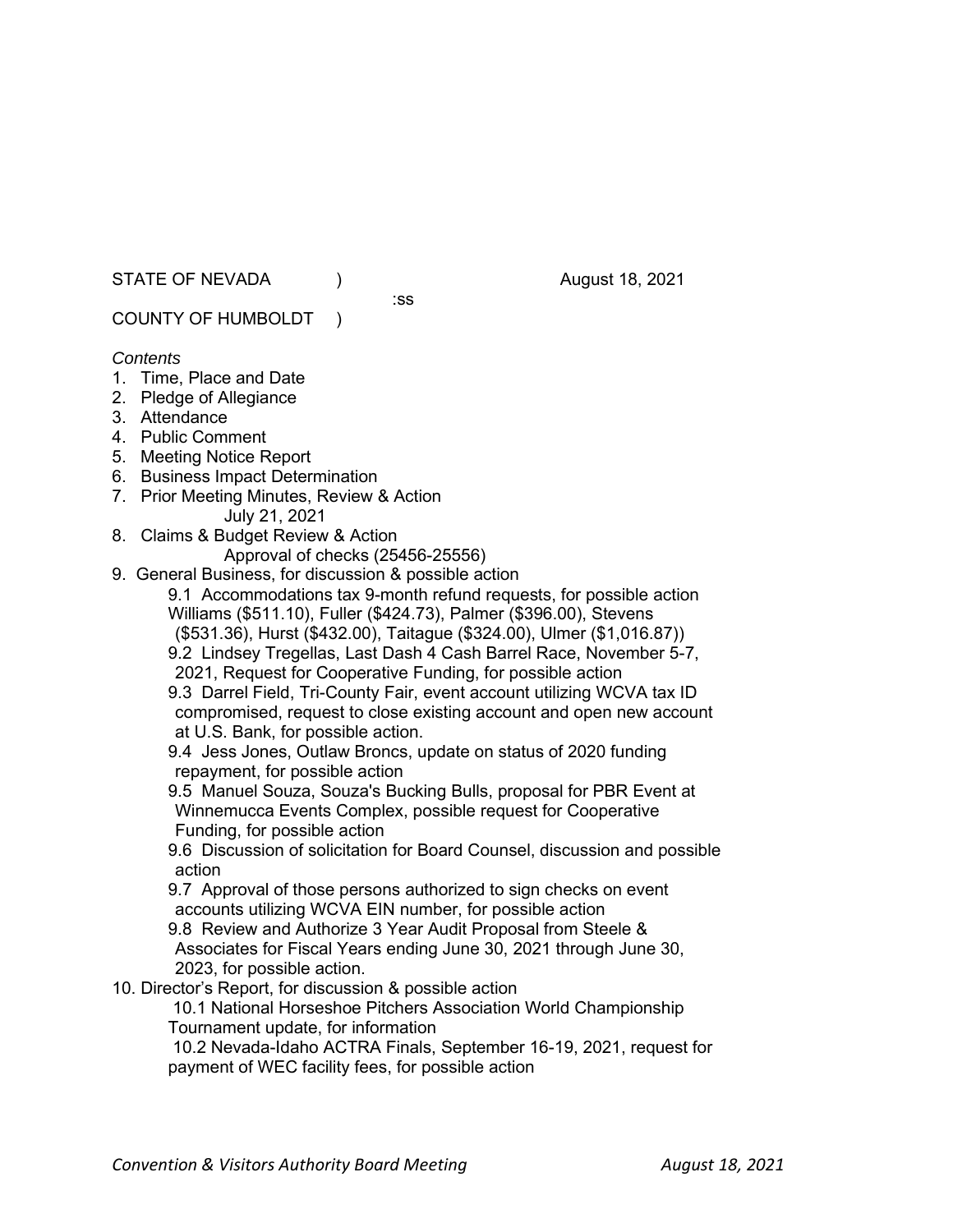STATE OF NEVADA )                                        August 18, 2021
                                    :ss
COUNTY OF HUMBOLDT )

*Contents*

1. Time, Place and Date
2. Pledge of Allegiance
3. Attendance
4. Public Comment
5. Meeting Notice Report
6. Business Impact Determination
7. Prior Meeting Minutes, Review & Action
   July 21, 2021
8. Claims & Budget Review & Action
   Approval of checks (25456-25556)
9. General Business, for discussion & possible action
   - 9.1 Accommodations tax 9-month refund requests, for possible action Williams ($511.10), Fuller ($424.73), Palmer ($396.00), Stevens ($531.36), Hurst ($432.00), Taitague ($324.00), Ulmer ($1,016.87))
   - 9.2 Lindsey Tregellas, Last Dash 4 Cash Barrel Race, November 5-7, 2021, Request for Cooperative Funding, for possible action
   - 9.3 Darrel Field, Tri-County Fair, event account utilizing WCVA tax ID compromised, request to close existing account and open new account at U.S. Bank, for possible action.
   - 9.4 Jess Jones, Outlaw Broncs, update on status of 2020 funding repayment, for possible action
   - 9.5 Manuel Souza, Souza's Bucking Bulls, proposal for PBR Event at Winnemucca Events Complex, possible request for Cooperative Funding, for possible action
   - 9.6 Discussion of solicitation for Board Counsel, discussion and possible action
   - 9.7 Approval of those persons authorized to sign checks on event accounts utilizing WCVA EIN number, for possible action
   - 9.8 Review and Authorize 3 Year Audit Proposal from Steele & Associates for Fiscal Years ending June 30, 2021 through June 30, 2023, for possible action.
10. Director's Report, for discussion & possible action
    - 10.1 National Horseshoe Pitchers Association World Championship Tournament update, for information
    - 10.2 Nevada-Idaho ACTRA Finals, September 16-19, 2021, request for payment of WEC facility fees, for possible action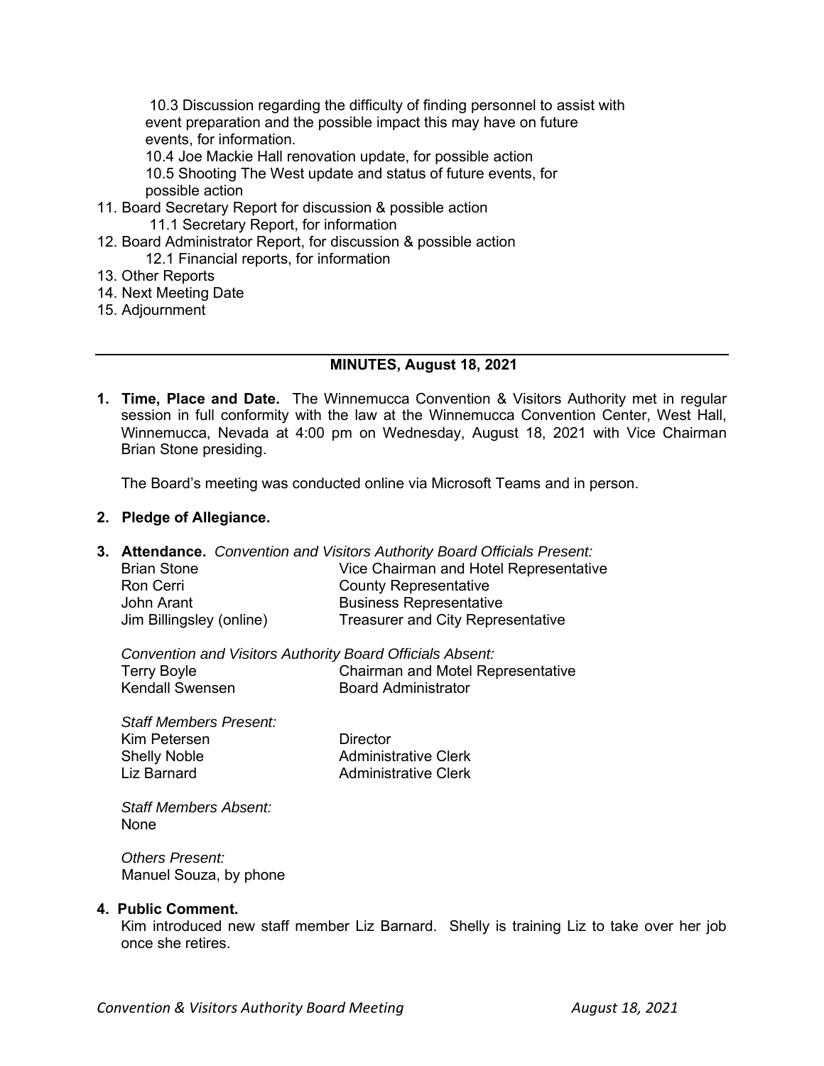10.3 Discussion regarding the difficulty of finding personnel to assist with event preparation and the possible impact this may have on future events, for information.
10.4 Joe Mackie Hall renovation update, for possible action
10.5 Shooting The West update and status of future events, for possible action

11. Board Secretary Report for discussion & possible action
    11.1 Secretary Report, for information
12. Board Administrator Report, for discussion & possible action
    12.1 Financial reports, for information
13. Other Reports
14. Next Meeting Date
15. Adjournment

---

## MINUTES, August 18, 2021

**1. Time, Place and Date.** The Winnemucca Convention & Visitors Authority met in regular session in full conformity with the law at the Winnemucca Convention Center, West Hall, Winnemucca, Nevada at 4:00 pm on Wednesday, August 18, 2021 with Vice Chairman Brian Stone presiding.

The Board's meeting was conducted online via Microsoft Teams and in person.

**2. Pledge of Allegiance.**

**3. Attendance.** *Convention and Visitors Authority Board Officials Present:*

| | |
|---|---|
| Brian Stone | Vice Chairman and Hotel Representative |
| Ron Cerri | County Representative |
| John Arant | Business Representative |
| Jim Billingsley (online) | Treasurer and City Representative |

*Convention and Visitors Authority Board Officials Absent:*

| | |
|---|---|
| Terry Boyle | Chairman and Motel Representative |
| Kendall Swensen | Board Administrator |

*Staff Members Present:*

| | |
|---|---|
| Kim Petersen | Director |
| Shelly Noble | Administrative Clerk |
| Liz Barnard | Administrative Clerk |

*Staff Members Absent:*
None

*Others Present:*
Manuel Souza, by phone

**4. Public Comment.**
Kim introduced new staff member Liz Barnard. Shelly is training Liz to take over her job once she retires.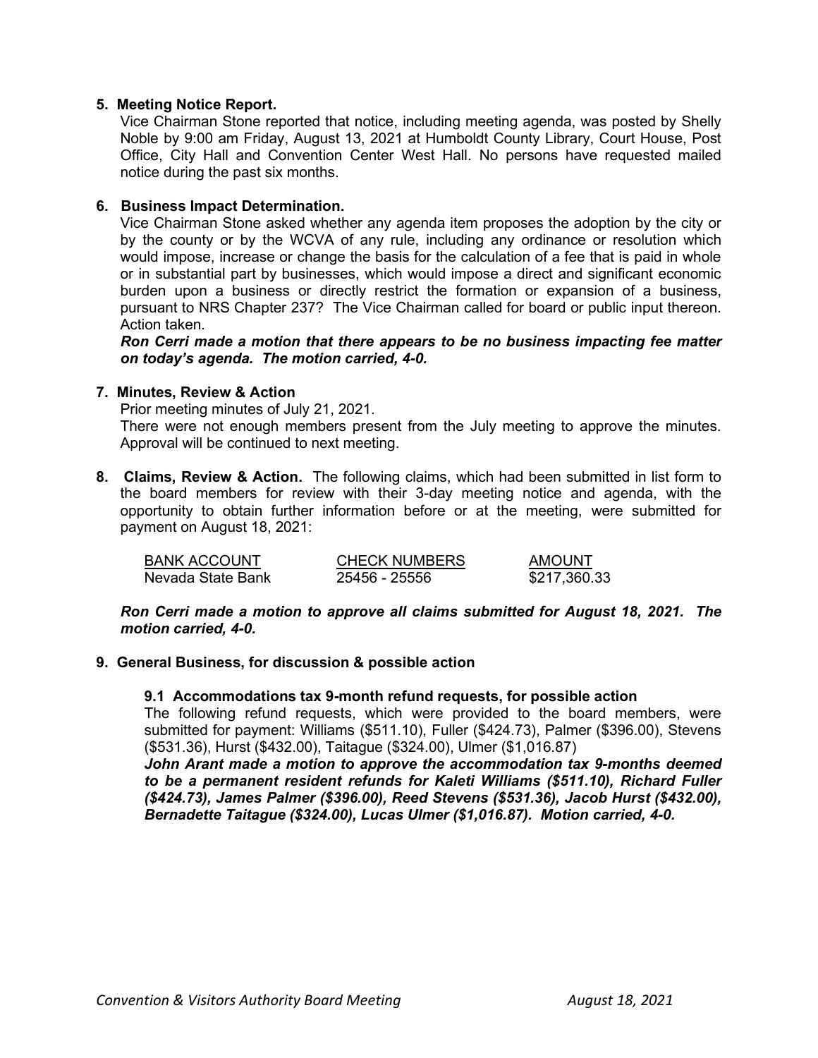**5. Meeting Notice Report.**

Vice Chairman Stone reported that notice, including meeting agenda, was posted by Shelly Noble by 9:00 am Friday, August 13, 2021 at Humboldt County Library, Court House, Post Office, City Hall and Convention Center West Hall. No persons have requested mailed notice during the past six months.

**6. Business Impact Determination.**

Vice Chairman Stone asked whether any agenda item proposes the adoption by the city or by the county or by the WCVA of any rule, including any ordinance or resolution which would impose, increase or change the basis for the calculation of a fee that is paid in whole or in substantial part by businesses, which would impose a direct and significant economic burden upon a business or directly restrict the formation or expansion of a business, pursuant to NRS Chapter 237? The Vice Chairman called for board or public input thereon. Action taken.

***Ron Cerri made a motion that there appears to be no business impacting fee matter on today's agenda. The motion carried, 4-0.***

**7. Minutes, Review & Action**

Prior meeting minutes of July 21, 2021.

There were not enough members present from the July meeting to approve the minutes. Approval will be continued to next meeting.

**8. Claims, Review & Action.** The following claims, which had been submitted in list form to the board members for review with their 3-day meeting notice and agenda, with the opportunity to obtain further information before or at the meeting, were submitted for payment on August 18, 2021:

| BANK ACCOUNT | CHECK NUMBERS | AMOUNT |
|---|---|---|
| Nevada State Bank | 25456 - 25556 | $217,360.33 |

***Ron Cerri made a motion to approve all claims submitted for August 18, 2021. The motion carried, 4-0.***

**9. General Business, for discussion & possible action**

**9.1 Accommodations tax 9-month refund requests, for possible action**

The following refund requests, which were provided to the board members, were submitted for payment: Williams ($511.10), Fuller ($424.73), Palmer ($396.00), Stevens ($531.36), Hurst ($432.00), Taitague ($324.00), Ulmer ($1,016.87)

***John Arant made a motion to approve the accommodation tax 9-months deemed to be a permanent resident refunds for Kaleti Williams ($511.10), Richard Fuller ($424.73), James Palmer ($396.00), Reed Stevens ($531.36), Jacob Hurst ($432.00), Bernadette Taitague ($324.00), Lucas Ulmer ($1,016.87). Motion carried, 4-0.***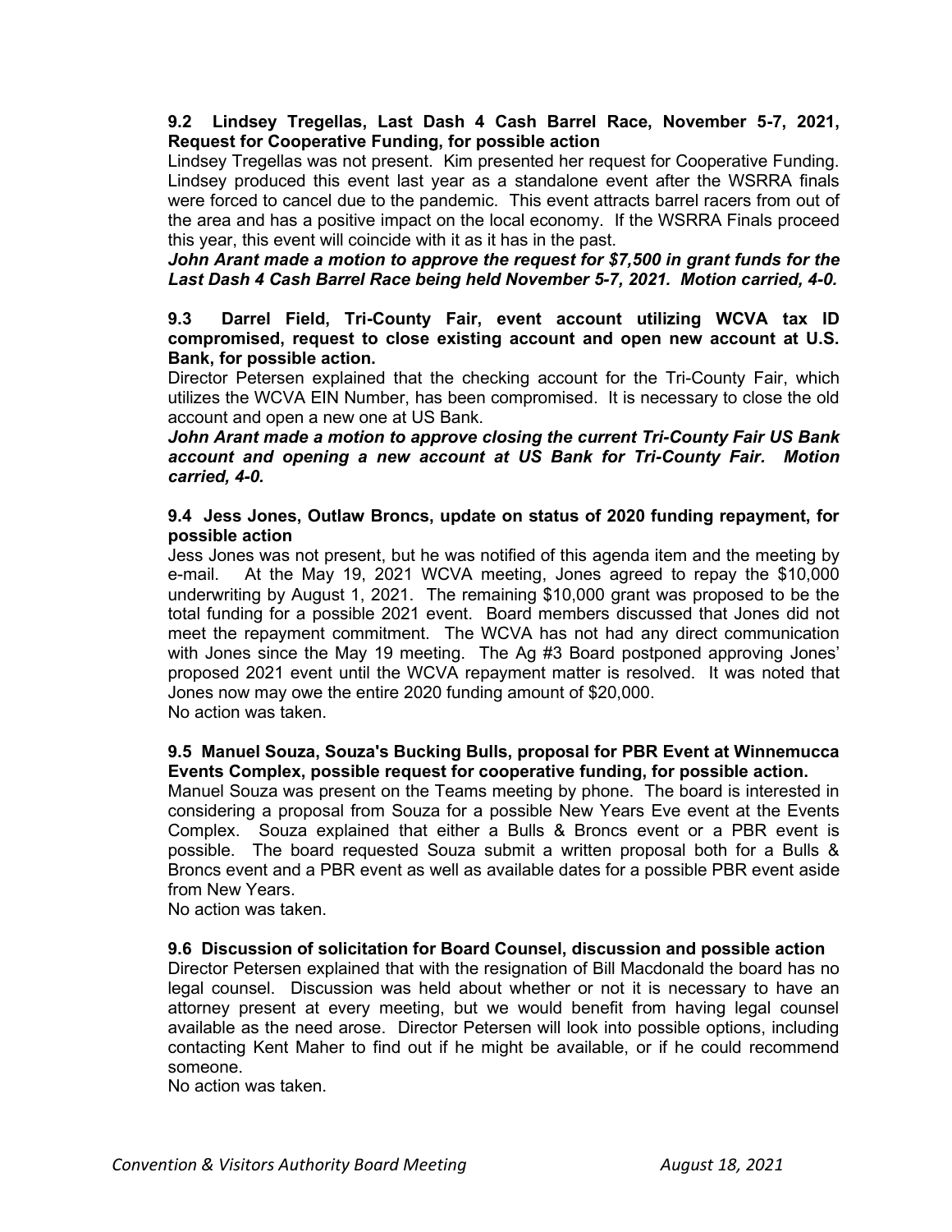**9.2 Lindsey Tregellas, Last Dash 4 Cash Barrel Race, November 5-7, 2021, Request for Cooperative Funding, for possible action**

Lindsey Tregellas was not present. Kim presented her request for Cooperative Funding. Lindsey produced this event last year as a standalone event after the WSRRA finals were forced to cancel due to the pandemic. This event attracts barrel racers from out of the area and has a positive impact on the local economy. If the WSRRA Finals proceed this year, this event will coincide with it as it has in the past.

***John Arant made a motion to approve the request for $7,500 in grant funds for the Last Dash 4 Cash Barrel Race being held November 5-7, 2021. Motion carried, 4-0.***

**9.3 Darrel Field, Tri-County Fair, event account utilizing WCVA tax ID compromised, request to close existing account and open new account at U.S. Bank, for possible action.**

Director Petersen explained that the checking account for the Tri-County Fair, which utilizes the WCVA EIN Number, has been compromised. It is necessary to close the old account and open a new one at US Bank.

***John Arant made a motion to approve closing the current Tri-County Fair US Bank account and opening a new account at US Bank for Tri-County Fair. Motion carried, 4-0.***

**9.4 Jess Jones, Outlaw Broncs, update on status of 2020 funding repayment, for possible action**

Jess Jones was not present, but he was notified of this agenda item and the meeting by e-mail. At the May 19, 2021 WCVA meeting, Jones agreed to repay the $10,000 underwriting by August 1, 2021. The remaining $10,000 grant was proposed to be the total funding for a possible 2021 event. Board members discussed that Jones did not meet the repayment commitment. The WCVA has not had any direct communication with Jones since the May 19 meeting. The Ag #3 Board postponed approving Jones' proposed 2021 event until the WCVA repayment matter is resolved. It was noted that Jones now may owe the entire 2020 funding amount of $20,000.

No action was taken.

**9.5 Manuel Souza, Souza's Bucking Bulls, proposal for PBR Event at Winnemucca Events Complex, possible request for cooperative funding, for possible action.**

Manuel Souza was present on the Teams meeting by phone. The board is interested in considering a proposal from Souza for a possible New Years Eve event at the Events Complex. Souza explained that either a Bulls & Broncs event or a PBR event is possible. The board requested Souza submit a written proposal both for a Bulls & Broncs event and a PBR event as well as available dates for a possible PBR event aside from New Years.

No action was taken.

**9.6 Discussion of solicitation for Board Counsel, discussion and possible action**

Director Petersen explained that with the resignation of Bill Macdonald the board has no legal counsel. Discussion was held about whether or not it is necessary to have an attorney present at every meeting, but we would benefit from having legal counsel available as the need arose. Director Petersen will look into possible options, including contacting Kent Maher to find out if he might be available, or if he could recommend someone.

No action was taken.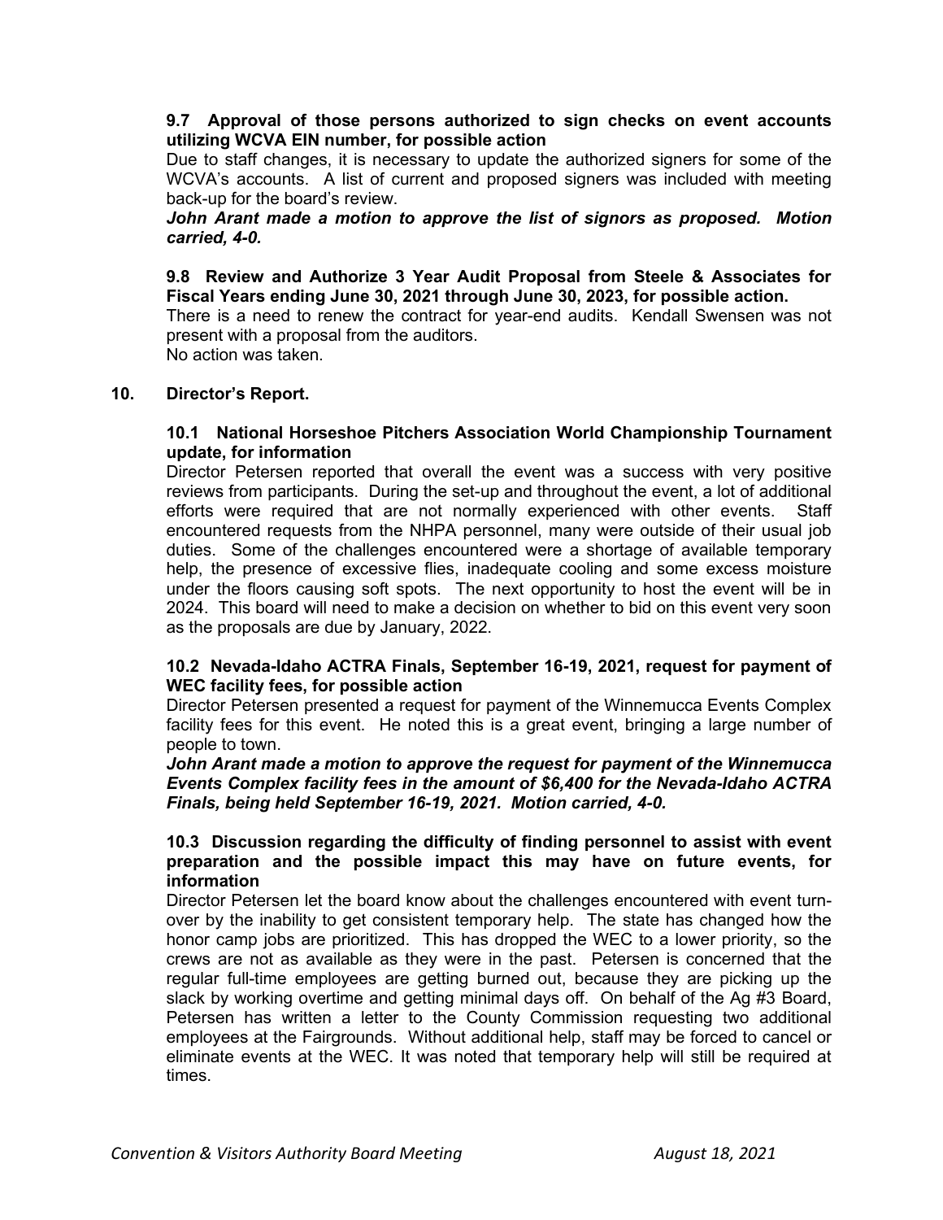**9.7 Approval of those persons authorized to sign checks on event accounts utilizing WCVA EIN number, for possible action**

Due to staff changes, it is necessary to update the authorized signers for some of the WCVA's accounts. A list of current and proposed signers was included with meeting back-up for the board's review.

***John Arant made a motion to approve the list of signors as proposed. Motion carried, 4-0.***

**9.8 Review and Authorize 3 Year Audit Proposal from Steele & Associates for Fiscal Years ending June 30, 2021 through June 30, 2023, for possible action.**

There is a need to renew the contract for year-end audits. Kendall Swensen was not present with a proposal from the auditors.

No action was taken.

## 10. Director's Report.

**10.1 National Horseshoe Pitchers Association World Championship Tournament update, for information**

Director Petersen reported that overall the event was a success with very positive reviews from participants. During the set-up and throughout the event, a lot of additional efforts were required that are not normally experienced with other events. Staff encountered requests from the NHPA personnel, many were outside of their usual job duties. Some of the challenges encountered were a shortage of available temporary help, the presence of excessive flies, inadequate cooling and some excess moisture under the floors causing soft spots. The next opportunity to host the event will be in 2024. This board will need to make a decision on whether to bid on this event very soon as the proposals are due by January, 2022.

**10.2 Nevada-Idaho ACTRA Finals, September 16-19, 2021, request for payment of WEC facility fees, for possible action**

Director Petersen presented a request for payment of the Winnemucca Events Complex facility fees for this event. He noted this is a great event, bringing a large number of people to town.

***John Arant made a motion to approve the request for payment of the Winnemucca Events Complex facility fees in the amount of $6,400 for the Nevada-Idaho ACTRA Finals, being held September 16-19, 2021. Motion carried, 4-0.***

**10.3 Discussion regarding the difficulty of finding personnel to assist with event preparation and the possible impact this may have on future events, for information**

Director Petersen let the board know about the challenges encountered with event turn-over by the inability to get consistent temporary help. The state has changed how the honor camp jobs are prioritized. This has dropped the WEC to a lower priority, so the crews are not as available as they were in the past. Petersen is concerned that the regular full-time employees are getting burned out, because they are picking up the slack by working overtime and getting minimal days off. On behalf of the Ag #3 Board, Petersen has written a letter to the County Commission requesting two additional employees at the Fairgrounds. Without additional help, staff may be forced to cancel or eliminate events at the WEC. It was noted that temporary help will still be required at times.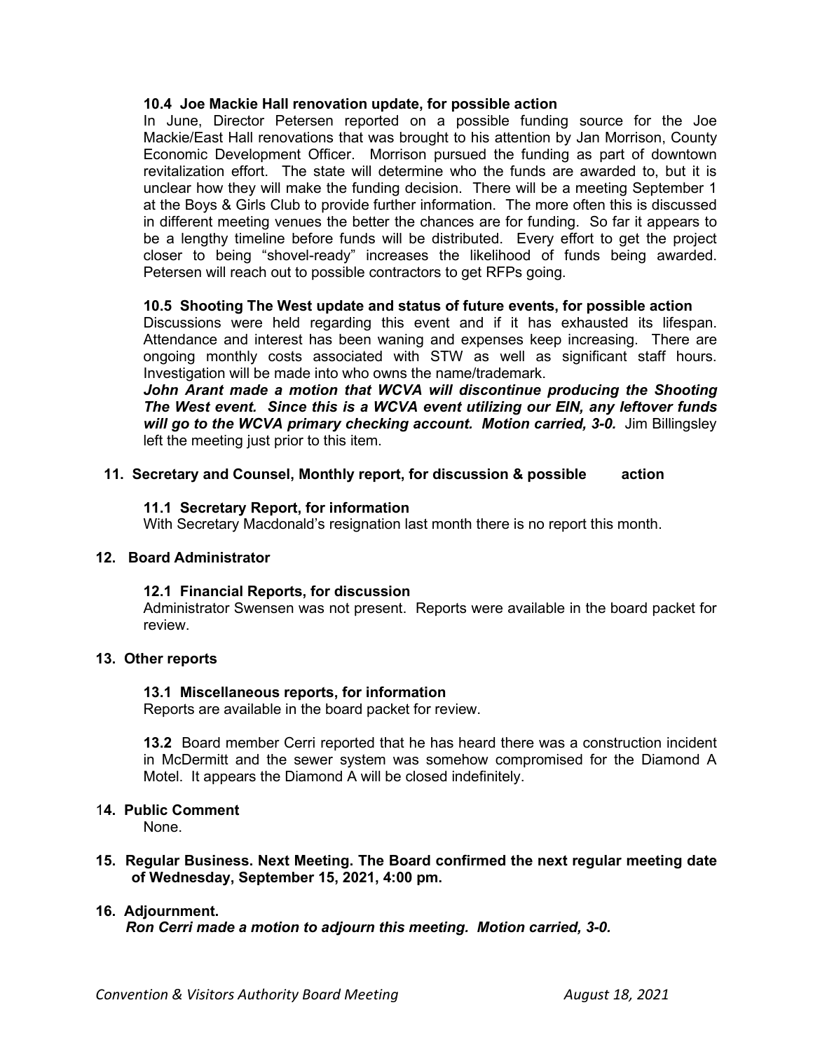**10.4 Joe Mackie Hall renovation update, for possible action**

In June, Director Petersen reported on a possible funding source for the Joe Mackie/East Hall renovations that was brought to his attention by Jan Morrison, County Economic Development Officer. Morrison pursued the funding as part of downtown revitalization effort. The state will determine who the funds are awarded to, but it is unclear how they will make the funding decision. There will be a meeting September 1 at the Boys & Girls Club to provide further information. The more often this is discussed in different meeting venues the better the chances are for funding. So far it appears to be a lengthy timeline before funds will be distributed. Every effort to get the project closer to being "shovel-ready" increases the likelihood of funds being awarded. Petersen will reach out to possible contractors to get RFPs going.

**10.5 Shooting The West update and status of future events, for possible action**

Discussions were held regarding this event and if it has exhausted its lifespan. Attendance and interest has been waning and expenses keep increasing. There are ongoing monthly costs associated with STW as well as significant staff hours. Investigation will be made into who owns the name/trademark.

***John Arant made a motion that WCVA will discontinue producing the Shooting The West event. Since this is a WCVA event utilizing our EIN, any leftover funds will go to the WCVA primary checking account. Motion carried, 3-0.*** Jim Billingsley left the meeting just prior to this item.

**11. Secretary and Counsel, Monthly report, for discussion & possible action**

**11.1 Secretary Report, for information**

With Secretary Macdonald's resignation last month there is no report this month.

**12. Board Administrator**

**12.1 Financial Reports, for discussion**

Administrator Swensen was not present. Reports were available in the board packet for review.

**13. Other reports**

**13.1 Miscellaneous reports, for information**

Reports are available in the board packet for review.

**13.2** Board member Cerri reported that he has heard there was a construction incident in McDermitt and the sewer system was somehow compromised for the Diamond A Motel. It appears the Diamond A will be closed indefinitely.

**14. Public Comment**

None.

**15. Regular Business. Next Meeting. The Board confirmed the next regular meeting date of Wednesday, September 15, 2021, 4:00 pm.**

**16. Adjournment.**

***Ron Cerri made a motion to adjourn this meeting. Motion carried, 3-0.***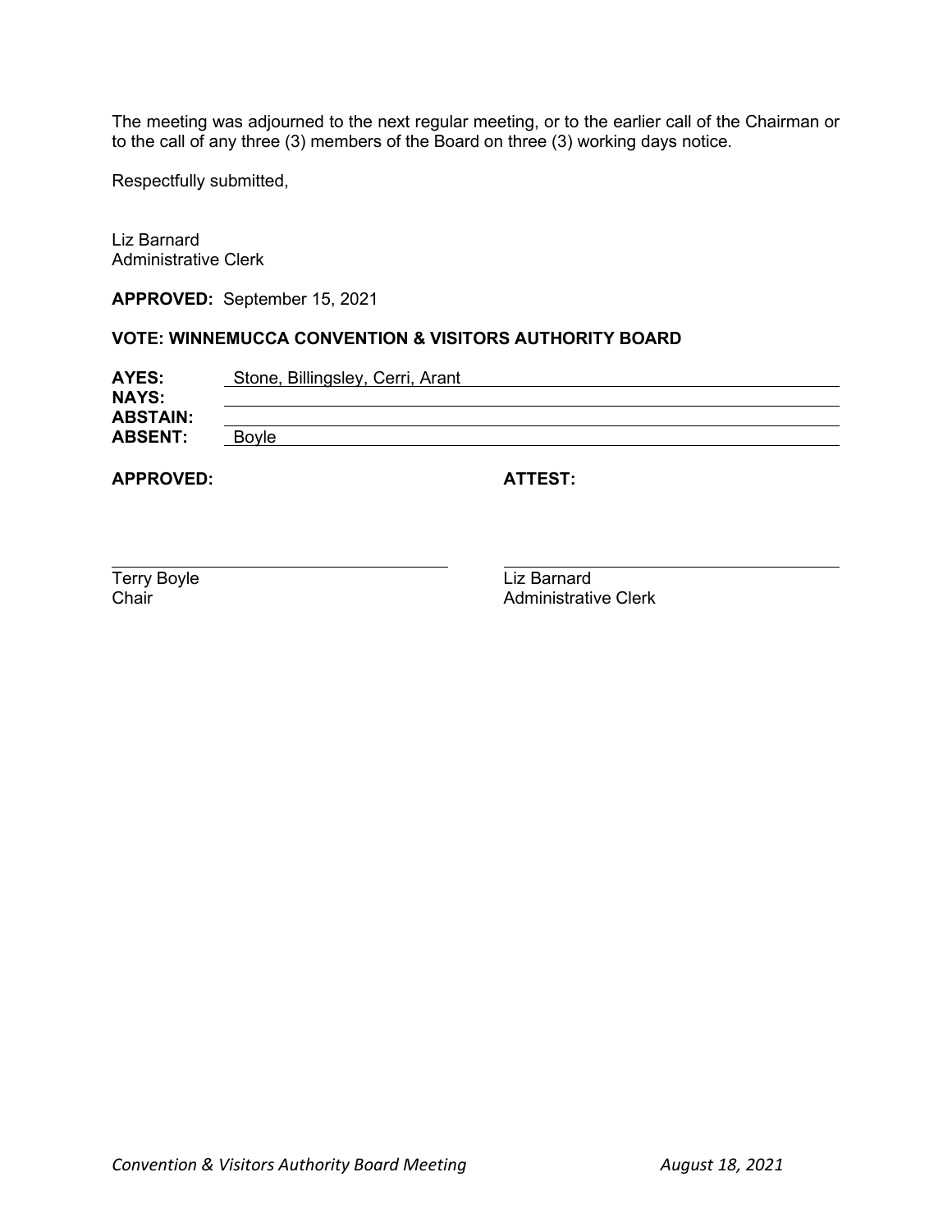The meeting was adjourned to the next regular meeting, or to the earlier call of the Chairman or to the call of any three (3) members of the Board on three (3) working days notice.

Respectfully submitted,

Liz Barnard
Administrative Clerk

**APPROVED:** September 15, 2021

**VOTE: WINNEMUCCA CONVENTION & VISITORS AUTHORITY BOARD**

| | |
|---|---|
| **AYES:** | Stone, Billingsley, Cerri, Arant |
| **NAYS:** | |
| **ABSTAIN:** | |
| **ABSENT:** | Boyle |

**APPROVED:**

Terry Boyle
Chair

**ATTEST:**

Liz Barnard
Administrative Clerk